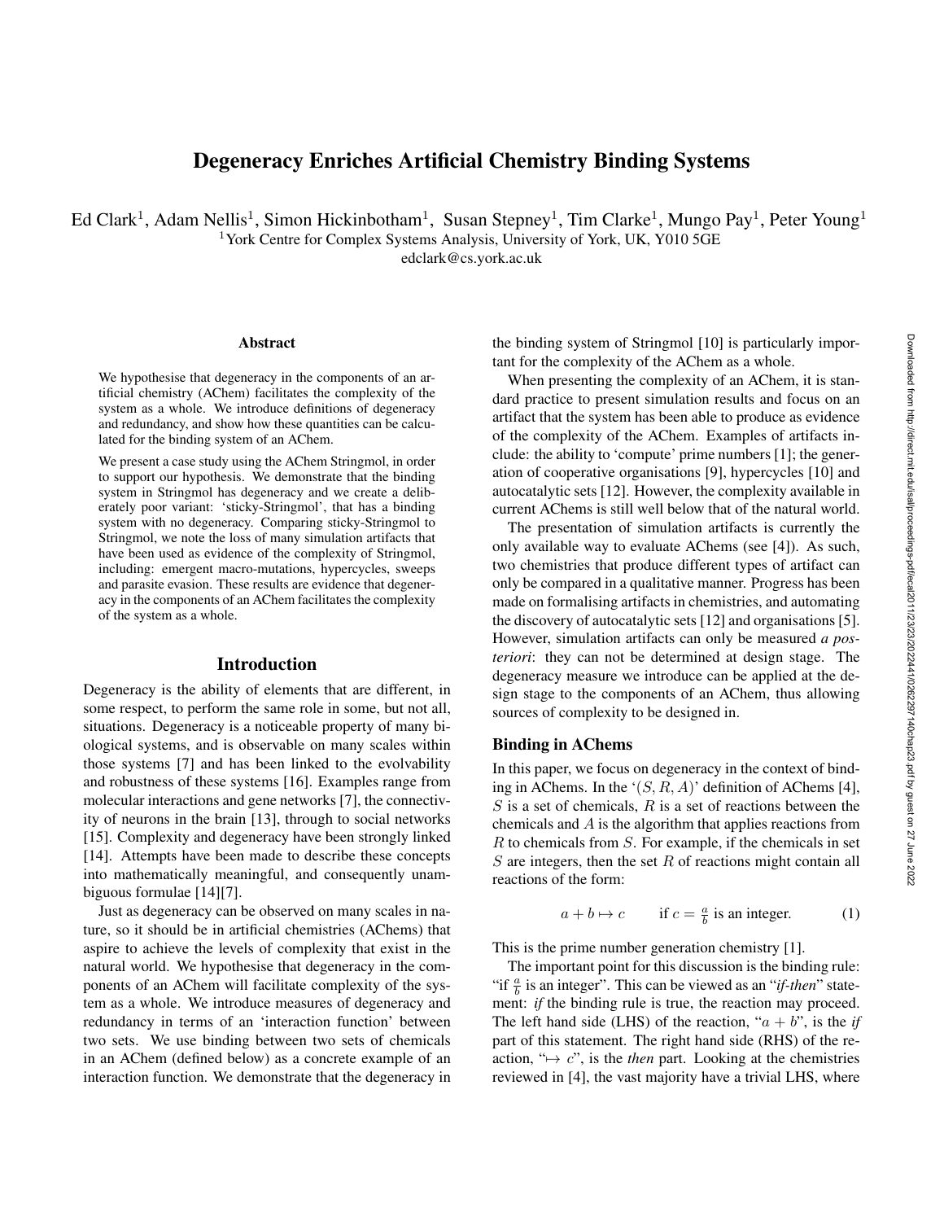# Degeneracy Enriches Artificial Chemistry Binding Systems

Ed Clark[1], Adam Nellis[1], Simon Hickinbotham[1], Susan Stepney[1], Tim Clarke[1], Mungo Pay[1], Peter Young[1]

[1]York Centre for Complex Systems Analysis, University of York, UK, Y010 5GE

edclark@cs.york.ac.uk

## Abstract

We hypothesise that degeneracy in the components of an artificial chemistry (AChem) facilitates the complexity of the system as a whole. We introduce definitions of degeneracy and redundancy, and show how these quantities can be calculated for the binding system of an AChem.

We present a case study using the AChem Stringmol, in order to support our hypothesis. We demonstrate that the binding system in Stringmol has degeneracy and we create a deliberately poor variant: 'sticky-Stringmol', that has a binding system with no degeneracy. Comparing sticky-Stringmol to Stringmol, we note the loss of many simulation artifacts that have been used as evidence of the complexity of Stringmol, including: emergent macro-mutations, hypercycles, sweeps and parasite evasion. These results are evidence that degeneracy in the components of an AChem facilitates the complexity of the system as a whole.

## Introduction

Degeneracy is the ability of elements that are different, in some respect, to perform the same role in some, but not all, situations. Degeneracy is a noticeable property of many biological systems, and is observable on many scales within those systems [7] and has been linked to the evolvability and robustness of these systems [16]. Examples range from molecular interactions and gene networks [7], the connectivity of neurons in the brain [13], through to social networks [15]. Complexity and degeneracy have been strongly linked [14]. Attempts have been made to describe these concepts into mathematically meaningful, and consequently unambiguous formulae [14][7].

Just as degeneracy can be observed on many scales in nature, so it should be in artificial chemistries (AChems) that aspire to achieve the levels of complexity that exist in the natural world. We hypothesise that degeneracy in the components of an AChem will facilitate complexity of the system as a whole. We introduce measures of degeneracy and redundancy in terms of an 'interaction function' between two sets. We use binding between two sets of chemicals in an AChem (defined below) as a concrete example of an interaction function. We demonstrate that the degeneracy in the binding system of Stringmol [10] is particularly important for the complexity of the AChem as a whole.

When presenting the complexity of an AChem, it is standard practice to present simulation results and focus on an artifact that the system has been able to produce as evidence of the complexity of the AChem. Examples of artifacts include: the ability to 'compute' prime numbers [1]; the generation of cooperative organisations [9], hypercycles [10] and autocatalytic sets [12]. However, the complexity available in current AChems is still well below that of the natural world.

The presentation of simulation artifacts is currently the only available way to evaluate AChems (see [4]). As such, two chemistries that produce different types of artifact can only be compared in a qualitative manner. Progress has been made on formalising artifacts in chemistries, and automating the discovery of autocatalytic sets [12] and organisations [5]. However, simulation artifacts can only be measured *a posteriori*: they can not be determined at design stage. The degeneracy measure we introduce can be applied at the design stage to the components of an AChem, thus allowing sources of complexity to be designed in.

### Binding in AChems

In this paper, we focus on degeneracy in the context of binding in AChems. In the '$(S, R, A)$' definition of AChems [4], $S$ is a set of chemicals, $R$ is a set of reactions between the chemicals and $A$ is the algorithm that applies reactions from $R$ to chemicals from $S$. For example, if the chemicals in set $S$ are integers, then the set $R$ of reactions might contain all reactions of the form:

$$a + b \mapsto c \qquad \text{if } c = \frac{a}{b} \text{ is an integer.} \tag{1}$$

This is the prime number generation chemistry [1].

The important point for this discussion is the binding rule: "if $\frac{a}{b}$ is an integer". This can be viewed as an "*if-then*" statement: *if* the binding rule is true, the reaction may proceed. The left hand side (LHS) of the reaction, "$a + b$", is the *if* part of this statement. The right hand side (RHS) of the reaction, "$\mapsto c$", is the *then* part. Looking at the chemistries reviewed in [4], the vast majority have a trivial LHS, where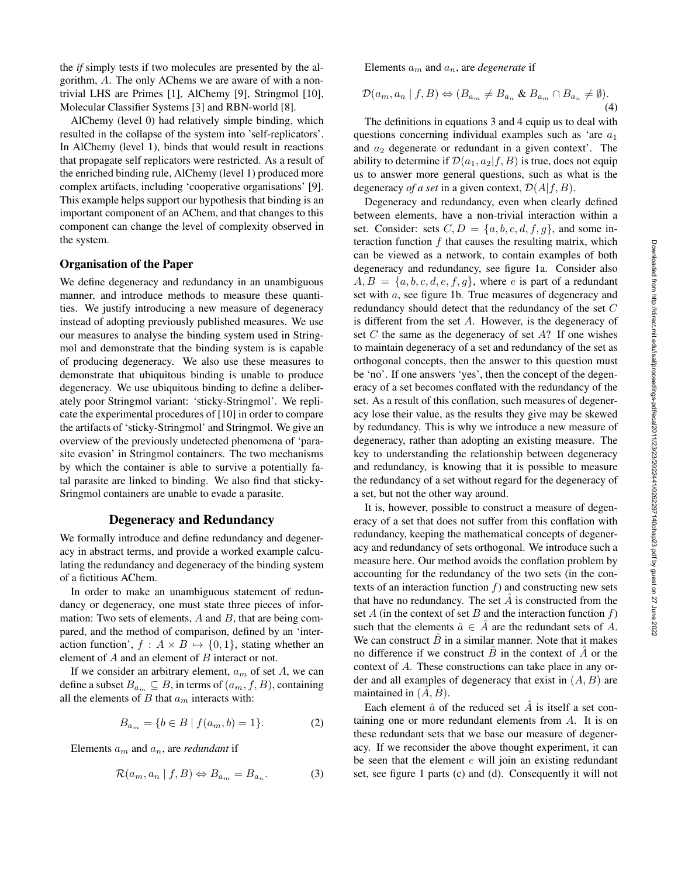the *if* simply tests if two molecules are presented by the algorithm, $A$. The only AChems we are aware of with a non-trivial LHS are Primes [1], AlChemy [9], Stringmol [10], Molecular Classifier Systems [3] and RBN-world [8].

AlChemy (level 0) had relatively simple binding, which resulted in the collapse of the system into 'self-replicators'. In AlChemy (level 1), binds that would result in reactions that propagate self replicators were restricted. As a result of the enriched binding rule, AlChemy (level 1) produced more complex artifacts, including 'cooperative organisations' [9]. This example helps support our hypothesis that binding is an important component of an AChem, and that changes to this component can change the level of complexity observed in the system.

### Organisation of the Paper

We define degeneracy and redundancy in an unambiguous manner, and introduce methods to measure these quantities. We justify introducing a new measure of degeneracy instead of adopting previously published measures. We use our measures to analyse the binding system used in Stringmol and demonstrate that the binding system is is capable of producing degeneracy. We also use these measures to demonstrate that ubiquitous binding is unable to produce degeneracy. We use ubiquitous binding to define a deliberately poor Stringmol variant: 'sticky-Stringmol'. We replicate the experimental procedures of [10] in order to compare the artifacts of 'sticky-Stringmol' and Stringmol. We give an overview of the previously undetected phenomena of 'parasite evasion' in Stringmol containers. The two mechanisms by which the container is able to survive a potentially fatal parasite are linked to binding. We also find that sticky-Sringmol containers are unable to evade a parasite.

## Degeneracy and Redundancy

We formally introduce and define redundancy and degeneracy in abstract terms, and provide a worked example calculating the redundancy and degeneracy of the binding system of a fictitious AChem.

In order to make an unambiguous statement of redundancy or degeneracy, one must state three pieces of information: Two sets of elements, $A$ and $B$, that are being compared, and the method of comparison, defined by an 'interaction function', $f : A \times B \mapsto \{0, 1\}$, stating whether an element of $A$ and an element of $B$ interact or not.

If we consider an arbitrary element, $a_m$ of set $A$, we can define a subset $B_{a_m} \subseteq B$, in terms of $(a_m, f, B)$, containing all the elements of $B$ that $a_m$ interacts with:

$$B_{a_m} = \{b \in B \mid f(a_m, b) = 1\}. \tag{2}$$

Elements $a_m$ and $a_n$, are *redundant* if

$$\mathcal{R}(a_m, a_n \mid f, B) \Leftrightarrow B_{a_m} = B_{a_n}. \tag{3}$$

Elements $a_m$ and $a_n$, are *degenerate* if

$$\mathcal{D}(a_m, a_n \mid f, B) \Leftrightarrow (B_{a_m} \neq B_{a_n} \ \& \ B_{a_m} \cap B_{a_n} \neq \emptyset). \tag{4}$$

The definitions in equations 3 and 4 equip us to deal with questions concerning individual examples such as 'are $a_1$ and $a_2$ degenerate or redundant in a given context'. The ability to determine if $\mathcal{D}(a_1, a_2|f, B)$ is true, does not equip us to answer more general questions, such as what is the degeneracy *of a set* in a given context, $\mathcal{D}(A|f, B)$.

Degeneracy and redundancy, even when clearly defined between elements, have a non-trivial interaction within a set. Consider: sets $C, D = \{a, b, c, d, f, g\}$, and some interaction function $f$ that causes the resulting matrix, which can be viewed as a network, to contain examples of both degeneracy and redundancy, see figure 1a. Consider also $A, B = \{a, b, c, d, e, f, g\}$, where $e$ is part of a redundant set with $a$, see figure 1b. True measures of degeneracy and redundancy should detect that the redundancy of the set $C$ is different from the set $A$. However, is the degeneracy of set $C$ the same as the degeneracy of set $A$? If one wishes to maintain degeneracy of a set and redundancy of the set as orthogonal concepts, then the answer to this question must be 'no'. If one answers 'yes', then the concept of the degeneracy of a set becomes conflated with the redundancy of the set. As a result of this conflation, such measures of degeneracy lose their value, as the results they give may be skewed by redundancy. This is why we introduce a new measure of degeneracy, rather than adopting an existing measure. The key to understanding the relationship between degeneracy and redundancy, is knowing that it is possible to measure the redundancy of a set without regard for the degeneracy of a set, but not the other way around.

It is, however, possible to construct a measure of degeneracy of a set that does not suffer from this conflation with redundancy, keeping the mathematical concepts of degeneracy and redundancy of sets orthogonal. We introduce such a measure here. Our method avoids the conflation problem by accounting for the redundancy of the two sets (in the contexts of an interaction function $f$) and constructing new sets that have no redundancy. The set $\hat{A}$ is constructed from the set $A$ (in the context of set $B$ and the interaction function $f$) such that the elements $\hat{a} \in \hat{A}$ are the redundant sets of $A$. We can construct $\hat{B}$ in a similar manner. Note that it makes no difference if we construct $\hat{B}$ in the context of $\hat{A}$ or the context of $A$. These constructions can take place in any order and all examples of degeneracy that exist in $(A, B)$ are maintained in $(\hat{A}, \hat{B})$.

Each element $\hat{a}$ of the reduced set $\hat{A}$ is itself a set containing one or more redundant elements from $A$. It is on these redundant sets that we base our measure of degeneracy. If we reconsider the above thought experiment, it can be seen that the element $e$ will join an existing redundant set, see figure 1 parts (c) and (d). Consequently it will not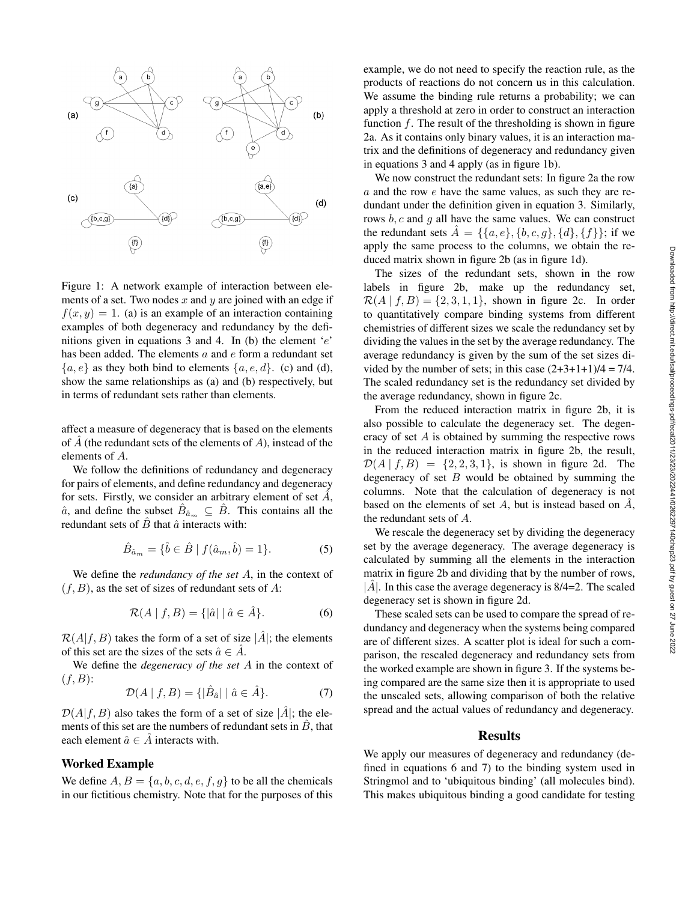Figure 1: A network example of interaction between elements of a set. Two nodes $x$ and $y$ are joined with an edge if $f(x, y) = 1$. (a) is an example of an interaction containing examples of both degeneracy and redundancy by the definitions given in equations 3 and 4. In (b) the element '$e$' has been added. The elements $a$ and $e$ form a redundant set $\{a, e\}$ as they both bind to elements $\{a, e, d\}$. (c) and (d), show the same relationships as (a) and (b) respectively, but in terms of redundant sets rather than elements.

affect a measure of degeneracy that is based on the elements of $\hat{A}$ (the redundant sets of the elements of $A$), instead of the elements of $A$.

We follow the definitions of redundancy and degeneracy for pairs of elements, and define redundancy and degeneracy for sets. Firstly, we consider an arbitrary element of set $\hat{A}$, $\hat{a}$, and define the subset $\hat{B}_{\hat{a}_m} \subseteq \hat{B}$. This contains all the redundant sets of $\hat{B}$ that $\hat{a}$ interacts with:

$$\hat{B}_{\hat{a}_m} = \{\hat{b} \in \hat{B} \mid f(\hat{a}_m, \hat{b}) = 1\}. \tag{5}$$

We define the *redundancy of the set* $A$, in the context of $(f, B)$, as the set of sizes of redundant sets of $A$:

$$\mathcal{R}(A \mid f, B) = \{|\hat{a}| \mid \hat{a} \in \hat{A}\}. \tag{6}$$

$\mathcal{R}(A|f, B)$ takes the form of a set of size $|\hat{A}|$; the elements of this set are the sizes of the sets $\hat{a} \in \hat{A}$.

We define the *degeneracy of the set* $A$ in the context of $(f, B)$:

$$\mathcal{D}(A \mid f, B) = \{|\hat{B}_{\hat{a}}| \mid \hat{a} \in \hat{A}\}. \tag{7}$$

$\mathcal{D}(A|f, B)$ also takes the form of a set of size $|\hat{A}|$; the elements of this set are the numbers of redundant sets in $\hat{B}$, that each element $\hat{a} \in \hat{A}$ interacts with.

### Worked Example

We define $A, B = \{a, b, c, d, e, f, g\}$ to be all the chemicals in our fictitious chemistry. Note that for the purposes of this example, we do not need to specify the reaction rule, as the products of reactions do not concern us in this calculation. We assume the binding rule returns a probability; we can apply a threshold at zero in order to construct an interaction function $f$. The result of the thresholding is shown in figure 2a. As it contains only binary values, it is an interaction matrix and the definitions of degeneracy and redundancy given in equations 3 and 4 apply (as in figure 1b).

We now construct the redundant sets: In figure 2a the row $a$ and the row $e$ have the same values, as such they are redundant under the definition given in equation 3. Similarly, rows $b, c$ and $g$ all have the same values. We can construct the redundant sets $\hat{A} = \{\{a, e\}, \{b, c, g\}, \{d\}, \{f\}\}$; if we apply the same process to the columns, we obtain the reduced matrix shown in figure 2b (as in figure 1d).

The sizes of the redundant sets, shown in the row labels in figure 2b, make up the redundancy set, $\mathcal{R}(A \mid f, B) = \{2, 3, 1, 1\}$, shown in figure 2c. In order to quantitatively compare binding systems from different chemistries of different sizes we scale the redundancy set by dividing the values in the set by the average redundancy. The average redundancy is given by the sum of the set sizes divided by the number of sets; in this case (2+3+1+1)/4 = 7/4. The scaled redundancy set is the redundancy set divided by the average redundancy, shown in figure 2c.

From the reduced interaction matrix in figure 2b, it is also possible to calculate the degeneracy set. The degeneracy of set $A$ is obtained by summing the respective rows in the reduced interaction matrix in figure 2b, the result, $\mathcal{D}(A \mid f, B) = \{2, 2, 3, 1\}$, is shown in figure 2d. The degeneracy of set $B$ would be obtained by summing the columns. Note that the calculation of degeneracy is not based on the elements of set $A$, but is instead based on $\hat{A}$, the redundant sets of $A$.

We rescale the degeneracy set by dividing the degeneracy set by the average degeneracy. The average degeneracy is calculated by summing all the elements in the interaction matrix in figure 2b and dividing that by the number of rows, $|\hat{A}|$. In this case the average degeneracy is 8/4=2. The scaled degeneracy set is shown in figure 2d.

These scaled sets can be used to compare the spread of redundancy and degeneracy when the systems being compared are of different sizes. A scatter plot is ideal for such a comparison, the rescaled degeneracy and redundancy sets from the worked example are shown in figure 3. If the systems being compared are the same size then it is appropriate to used the unscaled sets, allowing comparison of both the relative spread and the actual values of redundancy and degeneracy.

## Results

We apply our measures of degeneracy and redundancy (defined in equations 6 and 7) to the binding system used in Stringmol and to 'ubiquitous binding' (all molecules bind). This makes ubiquitous binding a good candidate for testing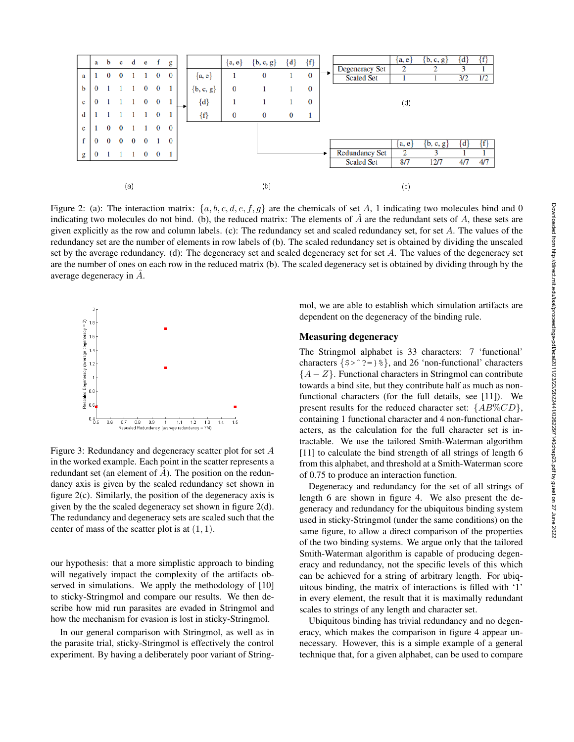|   | a | b | c | d | e | f | g |
|---|---|---|---|---|---|---|---|
| a | 1 | 0 | 0 | 1 | 1 | 0 | 0 |
| b | 0 | 1 | 1 | 1 | 0 | 0 | 1 |
| c | 0 | 1 | 1 | 1 | 0 | 0 | 1 |
| d | 1 | 1 | 1 | 1 | 1 | 0 | 1 |
| e | 1 | 0 | 0 | 1 | 1 | 0 | 0 |
| f | 0 | 0 | 0 | 0 | 0 | 1 | 0 |
| g | 0 | 1 | 1 | 1 | 0 | 0 | 1 |

(a)

|   | {a, e} | {b, c, g} | {d} | {f} |
|---|---|---|---|---|
| {a, e} | 1 | 0 | 1 | 0 |
| {b, c, g} | 0 | 1 | 1 | 0 |
| {d} | 1 | 1 | 1 | 0 |
| {f} | 0 | 0 | 0 | 1 |

(b)

|   | {a, e} | {b, c, g} | {d} | {f} |
|---|---|---|---|---|
| Redundancy Set | 2 | 3 | 1 | 1 |
| Scaled Set | 8/7 | 12/7 | 4/7 | 4/7 |

(c)

|   | {a, e} | {b, c, g} | {d} | {f} |
|---|---|---|---|---|
| Degeneracy Set | 2 | 2 | 3 | 1 |
| Scaled Set | 1 | 1 | 3/2 | 1/2 |

(d)

Figure 2: (a): The interaction matrix: $\{a, b, c, d, e, f, g\}$ are the chemicals of set $A$, 1 indicating two molecules bind and 0 indicating two molecules do not bind. (b), the reduced matrix: The elements of $\hat{A}$ are the redundant sets of $A$, these sets are given explicitly as the row and column labels. (c): The redundancy set and scaled redundancy set, for set $A$. The values of the redundancy set are the number of elements in row labels of (b). The scaled redundancy set is obtained by dividing the unscaled set by the average redundancy. (d): The degeneracy set and scaled degeneracy set for set $A$. The values of the degeneracy set are the number of ones on each row in the reduced matrix (b). The scaled degeneracy set is obtained by dividing through by the average degeneracy in $\hat{A}$.

Figure 3: Redundancy and degeneracy scatter plot for set $A$ in the worked example. Each point in the scatter represents a redundant set (an element of $\hat{A}$). The position on the redundancy axis is given by the scaled redundancy set shown in figure 2(c). Similarly, the position of the degeneracy axis is given by the the scaled degeneracy set shown in figure 2(d). The redundancy and degeneracy sets are scaled such that the center of mass of the scatter plot is at $(1, 1)$.

our hypothesis: that a more simplistic approach to binding will negatively impact the complexity of the artifacts observed in simulations. We apply the methodology of [10] to sticky-Stringmol and compare our results. We then describe how mid run parasites are evaded in Stringmol and how the mechanism for evasion is lost in sticky-Stringmol.

In our general comparison with Stringmol, as well as in the parasite trial, sticky-Stringmol is effectively the control experiment. By having a deliberately poor variant of Stringmol, we are able to establish which simulation artifacts are dependent on the degeneracy of the binding rule.

## Measuring degeneracy

The Stringmol alphabet is 33 characters: 7 'functional' characters {$>^?=}%}, and 26 'non-functional' characters $\{A - Z\}$. Functional characters in Stringmol can contribute towards a bind site, but they contribute half as much as non-functional characters (for the full details, see [11]). We present results for the reduced character set: $\{AB\%CD\}$, containing 1 functional character and 4 non-functional characters, as the calculation for the full character set is intractable. We use the tailored Smith-Waterman algorithm [11] to calculate the bind strength of all strings of length 6 from this alphabet, and threshold at a Smith-Waterman score of 0.75 to produce an interaction function.

Degeneracy and redundancy for the set of all strings of length 6 are shown in figure 4. We also present the degeneracy and redundancy for the ubiquitous binding system used in sticky-Stringmol (under the same conditions) on the same figure, to allow a direct comparison of the properties of the two binding systems. We argue only that the tailored Smith-Waterman algorithm is capable of producing degeneracy and redundancy, not the specific levels of this which can be achieved for a string of arbitrary length. For ubiquitous binding, the matrix of interactions is filled with '1' in every element, the result that it is maximally redundant scales to strings of any length and character set.

Ubiquitous binding has trivial redundancy and no degeneracy, which makes the comparison in figure 4 appear unnecessary. However, this is a simple example of a general technique that, for a given alphabet, can be used to compare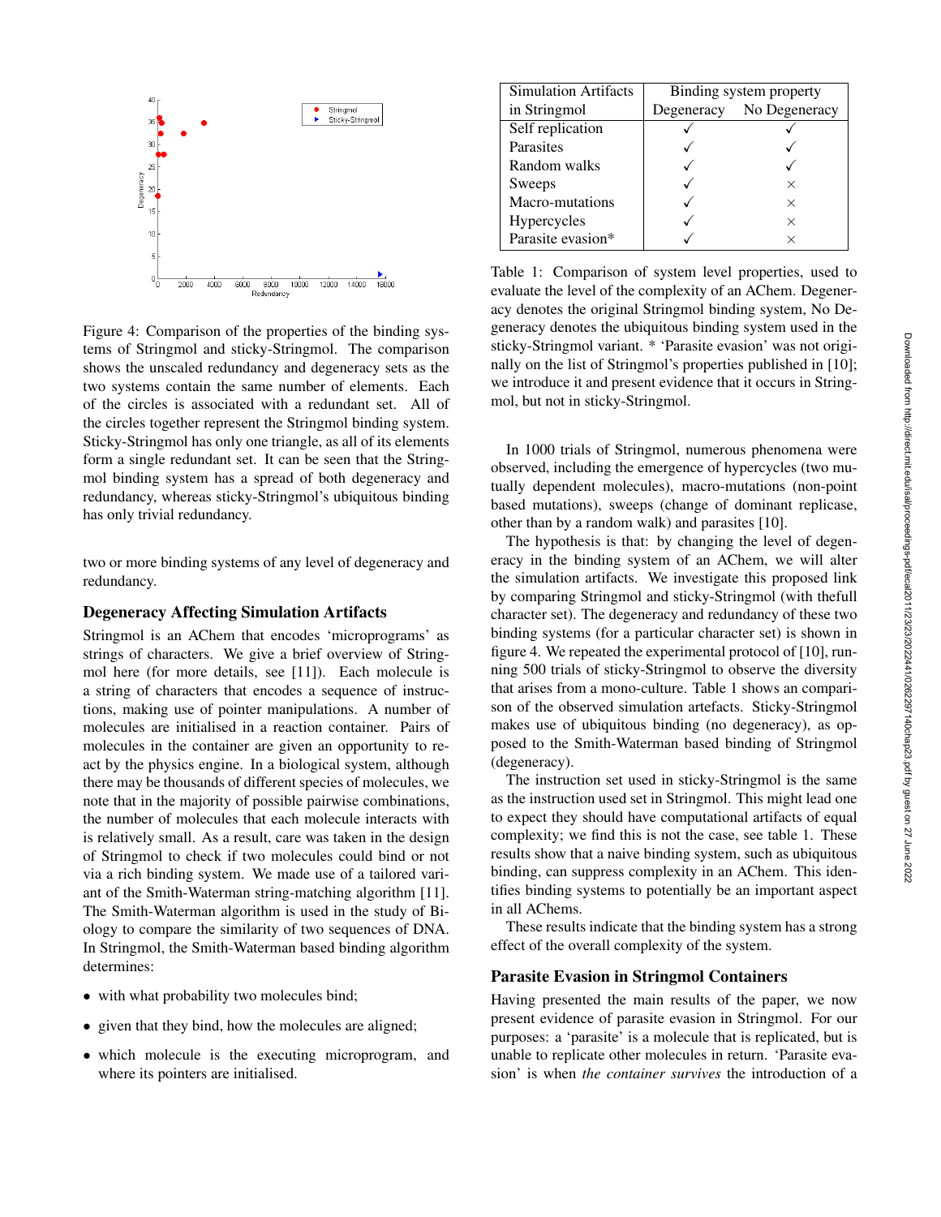Figure 4: Comparison of the properties of the binding systems of Stringmol and sticky-Stringmol. The comparison shows the unscaled redundancy and degeneracy sets as the two systems contain the same number of elements. Each of the circles is associated with a redundant set. All of the circles together represent the Stringmol binding system. Sticky-Stringmol has only one triangle, as all of its elements form a single redundant set. It can be seen that the Stringmol binding system has a spread of both degeneracy and redundancy, whereas sticky-Stringmol's ubiquitous binding has only trivial redundancy.

two or more binding systems of any level of degeneracy and redundancy.

### Degeneracy Affecting Simulation Artifacts

Stringmol is an AChem that encodes 'microprograms' as strings of characters. We give a brief overview of Stringmol here (for more details, see [11]). Each molecule is a string of characters that encodes a sequence of instructions, making use of pointer manipulations. A number of molecules are initialised in a reaction container. Pairs of molecules in the container are given an opportunity to react by the physics engine. In a biological system, although there may be thousands of different species of molecules, we note that in the majority of possible pairwise combinations, the number of molecules that each molecule interacts with is relatively small. As a result, care was taken in the design of Stringmol to check if two molecules could bind or not via a rich binding system. We made use of a tailored variant of the Smith-Waterman string-matching algorithm [11]. The Smith-Waterman algorithm is used in the study of Biology to compare the similarity of two sequences of DNA. In Stringmol, the Smith-Waterman based binding algorithm determines:

- with what probability two molecules bind;
- given that they bind, how the molecules are aligned;
- which molecule is the executing microprogram, and where its pointers are initialised.

| Simulation Artifacts in Stringmol | Binding system property | |
|---|---|---|
| | Degeneracy | No Degeneracy |
| Self replication | ✓ | ✓ |
| Parasites | ✓ | ✓ |
| Random walks | ✓ | ✓ |
| Sweeps | ✓ | × |
| Macro-mutations | ✓ | × |
| Hypercycles | ✓ | × |
| Parasite evasion* | ✓ | × |

Table 1: Comparison of system level properties, used to evaluate the level of the complexity of an AChem. Degeneracy denotes the original Stringmol binding system, No Degeneracy denotes the ubiquitous binding system used in the sticky-Stringmol variant. * 'Parasite evasion' was not originally on the list of Stringmol's properties published in [10]; we introduce it and present evidence that it occurs in Stringmol, but not in sticky-Stringmol.

In 1000 trials of Stringmol, numerous phenomena were observed, including the emergence of hypercycles (two mutually dependent molecules), macro-mutations (non-point based mutations), sweeps (change of dominant replicase, other than by a random walk) and parasites [10].

The hypothesis is that: by changing the level of degeneracy in the binding system of an AChem, we will alter the simulation artifacts. We investigate this proposed link by comparing Stringmol and sticky-Stringmol (with thefull character set). The degeneracy and redundancy of these two binding systems (for a particular character set) is shown in figure 4. We repeated the experimental protocol of [10], running 500 trials of sticky-Stringmol to observe the diversity that arises from a mono-culture. Table 1 shows an comparison of the observed simulation artefacts. Sticky-Stringmol makes use of ubiquitous binding (no degeneracy), as opposed to the Smith-Waterman based binding of Stringmol (degeneracy).

The instruction set used in sticky-Stringmol is the same as the instruction used set in Stringmol. This might lead one to expect they should have computational artifacts of equal complexity; we find this is not the case, see table 1. These results show that a naive binding system, such as ubiquitous binding, can suppress complexity in an AChem. This identifies binding systems to potentially be an important aspect in all AChems.

These results indicate that the binding system has a strong effect of the overall complexity of the system.

### Parasite Evasion in Stringmol Containers

Having presented the main results of the paper, we now present evidence of parasite evasion in Stringmol. For our purposes: a 'parasite' is a molecule that is replicated, but is unable to replicate other molecules in return. 'Parasite evasion' is when *the container survives* the introduction of a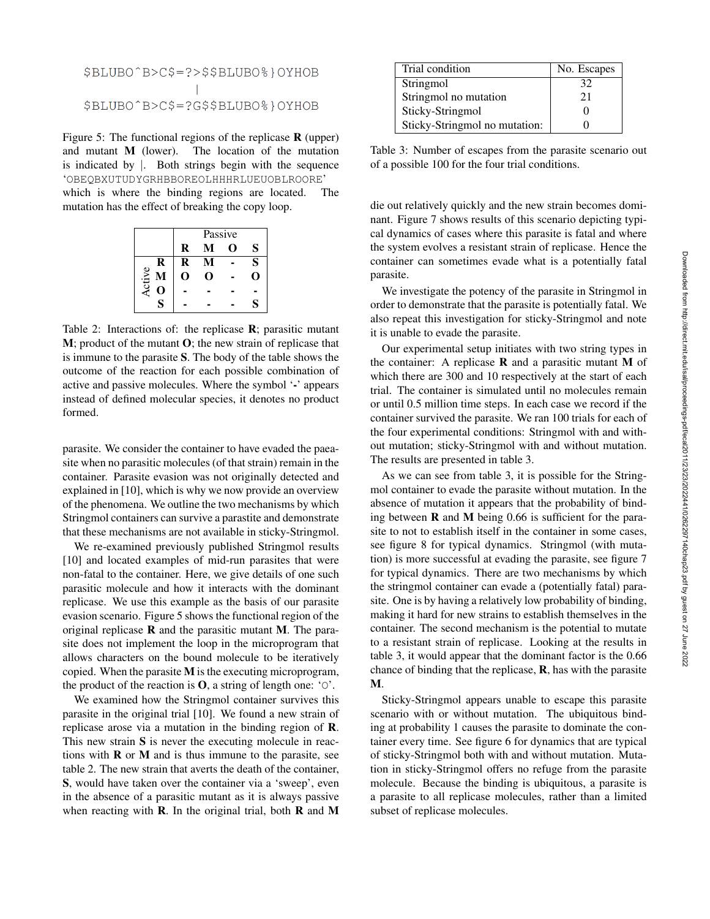```
$BLUBO^B>C$=?>$$BLUBO%}OYHOB
              |
$BLUBO^B>C$=?G$$BLUBO%}OYHOB
```

Figure 5: The functional regions of the replicase **R** (upper) and mutant **M** (lower). The location of the mutation is indicated by |. Both strings begin with the sequence 'OBEQBXUTUDYGRHBBOREOLHHHRLUEUOBLROORE' which is where the binding regions are located. The mutation has the effect of breaking the copy loop.

| | | Passive | | | |
|---|---|---|---|---|---|
| | | **R** | **M** | **O** | **S** |
| Active | **R** | **R** | **M** | **-** | **S** |
| | **M** | **O** | **O** | **-** | **O** |
| | **O** | **-** | **-** | **-** | **-** |
| | **S** | **-** | **-** | **-** | **S** |

Table 2: Interactions of: the replicase **R**; parasitic mutant **M**; product of the mutant **O**; the new strain of replicase that is immune to the parasite **S**. The body of the table shows the outcome of the reaction for each possible combination of active and passive molecules. Where the symbol '**-**' appears instead of defined molecular species, it denotes no product formed.

parasite. We consider the container to have evaded the paeasite when no parasitic molecules (of that strain) remain in the container. Parasite evasion was not originally detected and explained in [10], which is why we now provide an overview of the phenomena. We outline the two mechanisms by which Stringmol containers can survive a parasite and demonstrate that these mechanisms are not available in sticky-Stringmol.

We re-examined previously published Stringmol results [10] and located examples of mid-run parasites that were non-fatal to the container. Here, we give details of one such parasitic molecule and how it interacts with the dominant replicase. We use this example as the basis of our parasite evasion scenario. Figure 5 shows the functional region of the original replicase **R** and the parasitic mutant **M**. The parasite does not implement the loop in the microprogram that allows characters on the bound molecule to be iteratively copied. When the parasite **M** is the executing microprogram, the product of the reaction is **O**, a string of length one: 'O'.

We examined how the Stringmol container survives this parasite in the original trial [10]. We found a new strain of replicase arose via a mutation in the binding region of **R**. This new strain **S** is never the executing molecule in reactions with **R** or **M** and is thus immune to the parasite, see table 2. The new strain that averts the death of the container, **S**, would have taken over the container via a 'sweep', even in the absence of a parasitic mutant as it is always passive when reacting with **R**. In the original trial, both **R** and **M** die out relatively quickly and the new strain becomes dominant. Figure 7 shows results of this scenario depicting typical dynamics of cases where this parasite is fatal and where the system evolves a resistant strain of replicase. Hence the container can sometimes evade what is a potentially fatal parasite.

| Trial condition | No. Escapes |
|---|---|
| Stringmol | 32 |
| Stringmol no mutation | 21 |
| Sticky-Stringmol | 0 |
| Sticky-Stringmol no mutation: | 0 |

Table 3: Number of escapes from the parasite scenario out of a possible 100 for the four trial conditions.

We investigate the potency of the parasite in Stringmol in order to demonstrate that the parasite is potentially fatal. We also repeat this investigation for sticky-Stringmol and note it is unable to evade the parasite.

Our experimental setup initiates with two string types in the container: A replicase **R** and a parasitic mutant **M** of which there are 300 and 10 respectively at the start of each trial. The container is simulated until no molecules remain or until 0.5 million time steps. In each case we record if the container survived the parasite. We ran 100 trials for each of the four experimental conditions: Stringmol with and without mutation; sticky-Stringmol with and without mutation. The results are presented in table 3.

As we can see from table 3, it is possible for the Stringmol container to evade the parasite without mutation. In the absence of mutation it appears that the probability of binding between **R** and **M** being 0.66 is sufficient for the parasite to not to establish itself in the container in some cases, see figure 8 for typical dynamics. Stringmol (with mutation) is more successful at evading the parasite, see figure 7 for typical dynamics. There are two mechanisms by which the stringmol container can evade a (potentially fatal) parasite. One is by having a relatively low probability of binding, making it hard for new strains to establish themselves in the container. The second mechanism is the potential to mutate to a resistant strain of replicase. Looking at the results in table 3, it would appear that the dominant factor is the 0.66 chance of binding that the replicase, **R**, has with the parasite **M**.

Sticky-Stringmol appears unable to escape this parasite scenario with or without mutation. The ubiquitous binding at probability 1 causes the parasite to dominate the container every time. See figure 6 for dynamics that are typical of sticky-Stringmol both with and without mutation. Mutation in sticky-Stringmol offers no refuge from the parasite molecule. Because the binding is ubiquitous, a parasite is a parasite to all replicase molecules, rather than a limited subset of replicase molecules.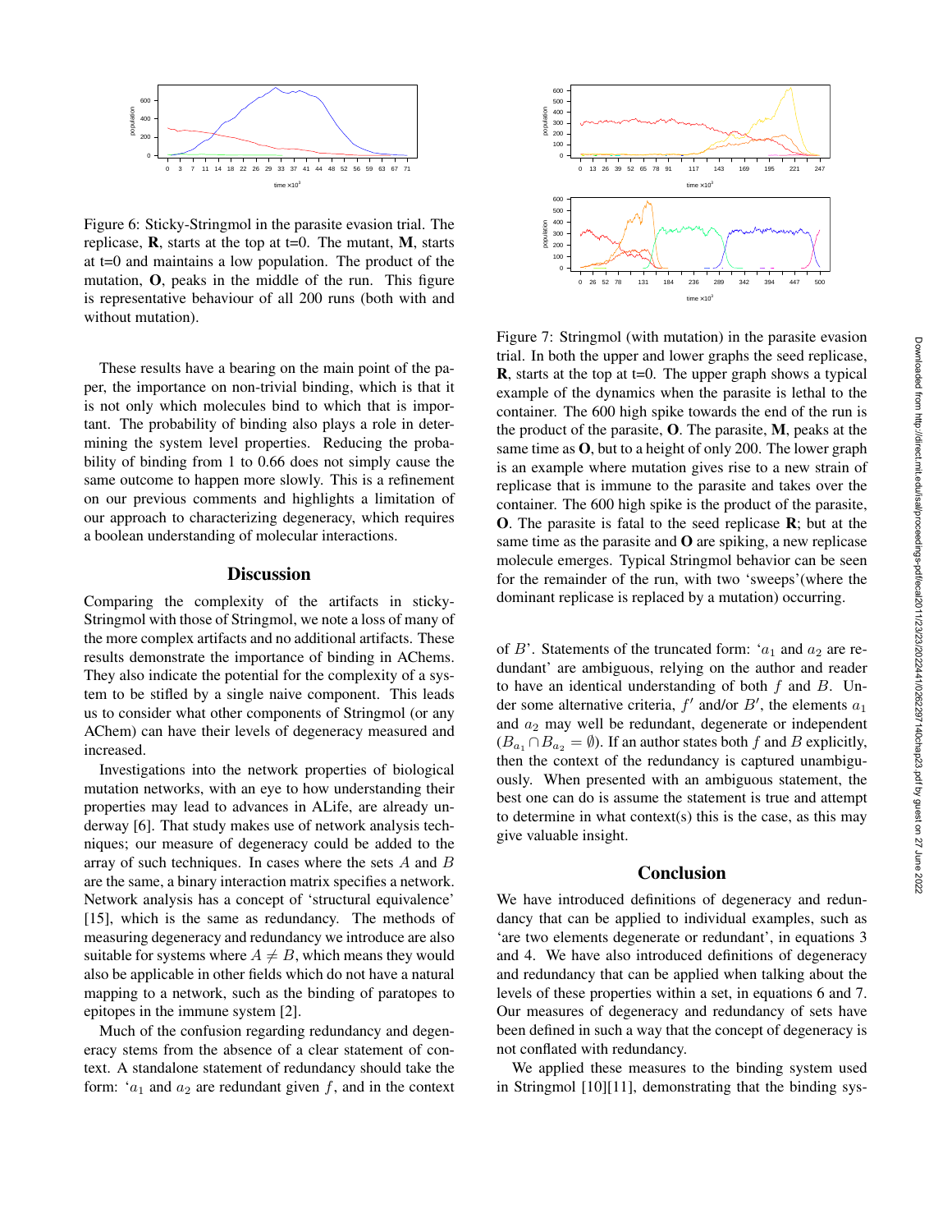Figure 6: Sticky-Stringmol in the parasite evasion trial. The replicase, **R**, starts at the top at t=0. The mutant, **M**, starts at t=0 and maintains a low population. The product of the mutation, **O**, peaks in the middle of the run. This figure is representative behaviour of all 200 runs (both with and without mutation).

These results have a bearing on the main point of the paper, the importance on non-trivial binding, which is that it is not only which molecules bind to which that is important. The probability of binding also plays a role in determining the system level properties. Reducing the probability of binding from 1 to 0.66 does not simply cause the same outcome to happen more slowly. This is a refinement on our previous comments and highlights a limitation of our approach to characterizing degeneracy, which requires a boolean understanding of molecular interactions.

## Discussion

Comparing the complexity of the artifacts in sticky-Stringmol with those of Stringmol, we note a loss of many of the more complex artifacts and no additional artifacts. These results demonstrate the importance of binding in AChems. They also indicate the potential for the complexity of a system to be stifled by a single naive component. This leads us to consider what other components of Stringmol (or any AChem) can have their levels of degeneracy measured and increased.

Investigations into the network properties of biological mutation networks, with an eye to how understanding their properties may lead to advances in ALife, are already underway [6]. That study makes use of network analysis techniques; our measure of degeneracy could be added to the array of such techniques. In cases where the sets $A$ and $B$ are the same, a binary interaction matrix specifies a network. Network analysis has a concept of 'structural equivalence' [15], which is the same as redundancy. The methods of measuring degeneracy and redundancy we introduce are also suitable for systems where $A \neq B$, which means they would also be applicable in other fields which do not have a natural mapping to a network, such as the binding of paratopes to epitopes in the immune system [2].

Much of the confusion regarding redundancy and degeneracy stems from the absence of a clear statement of context. A standalone statement of redundancy should take the form: '$a_1$ and $a_2$ are redundant given $f$, and in the context of $B$'. Statements of the truncated form: '$a_1$ and $a_2$ are redundant' are ambiguous, relying on the author and reader to have an identical understanding of both $f$ and $B$. Under some alternative criteria, $f'$ and/or $B'$, the elements $a_1$ and $a_2$ may well be redundant, degenerate or independent ($B_{a_1} \cap B_{a_2} = \emptyset$). If an author states both $f$ and $B$ explicitly, then the context of the redundancy is captured unambiguously. When presented with an ambiguous statement, the best one can do is assume the statement is true and attempt to determine in what context(s) this is the case, as this may give valuable insight.

Figure 7: Stringmol (with mutation) in the parasite evasion trial. In both the upper and lower graphs the seed replicase, **R**, starts at the top at t=0. The upper graph shows a typical example of the dynamics when the parasite is lethal to the container. The 600 high spike towards the end of the run is the product of the parasite, **O**. The parasite, **M**, peaks at the same time as **O**, but to a height of only 200. The lower graph is an example where mutation gives rise to a new strain of replicase that is immune to the parasite and takes over the container. The 600 high spike is the product of the parasite, **O**. The parasite is fatal to the seed replicase **R**; but at the same time as the parasite and **O** are spiking, a new replicase molecule emerges. Typical Stringmol behavior can be seen for the remainder of the run, with two 'sweeps'(where the dominant replicase is replaced by a mutation) occurring.

## Conclusion

We have introduced definitions of degeneracy and redundancy that can be applied to individual examples, such as 'are two elements degenerate or redundant', in equations 3 and 4. We have also introduced definitions of degeneracy and redundancy that can be applied when talking about the levels of these properties within a set, in equations 6 and 7. Our measures of degeneracy and redundancy of sets have been defined in such a way that the concept of degeneracy is not conflated with redundancy.

We applied these measures to the binding system used in Stringmol [10][11], demonstrating that the binding sys-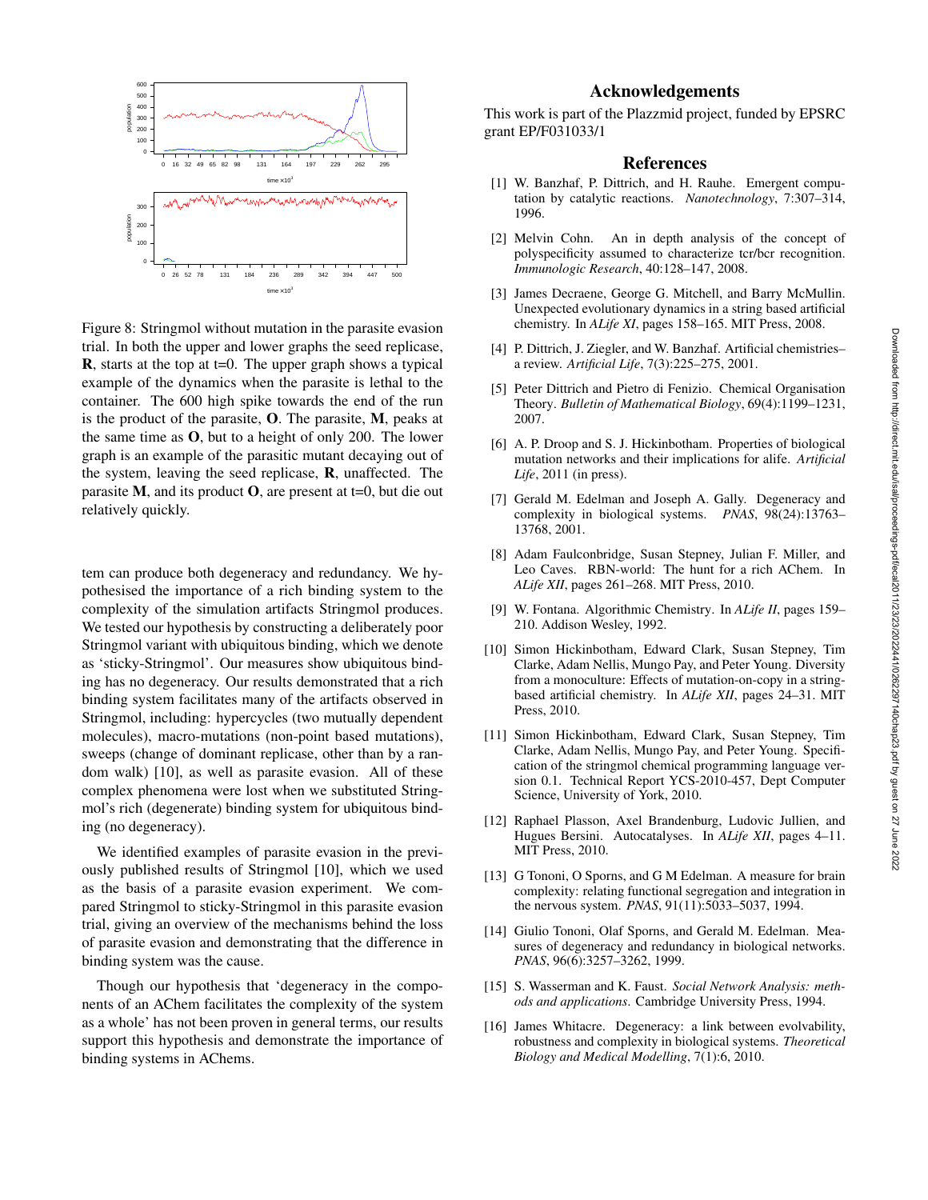600
500
400
300
200
100
0
population
0 16 32 49 65 82 98 131 164 197 229 262 295
time ×10$^3$

300
200
100
0
population
0 26 52 78 131 184 236 289 342 394 447 500
time ×10$^3$

Figure 8: Stringmol without mutation in the parasite evasion trial. In both the upper and lower graphs the seed replicase, **R**, starts at the top at t=0. The upper graph shows a typical example of the dynamics when the parasite is lethal to the container. The 600 high spike towards the end of the run is the product of the parasite, **O**. The parasite, **M**, peaks at the same time as **O**, but to a height of only 200. The lower graph is an example of the parasitic mutant decaying out of the system, leaving the seed replicase, **R**, unaffected. The parasite **M**, and its product **O**, are present at t=0, but die out relatively quickly.

tem can produce both degeneracy and redundancy. We hypothesised the importance of a rich binding system to the complexity of the simulation artifacts Stringmol produces. We tested our hypothesis by constructing a deliberately poor Stringmol variant with ubiquitous binding, which we denote as 'sticky-Stringmol'. Our measures show ubiquitous binding has no degeneracy. Our results demonstrated that a rich binding system facilitates many of the artifacts observed in Stringmol, including: hypercycles (two mutually dependent molecules), macro-mutations (non-point based mutations), sweeps (change of dominant replicase, other than by a random walk) [10], as well as parasite evasion. All of these complex phenomena were lost when we substituted Stringmol's rich (degenerate) binding system for ubiquitous binding (no degeneracy).

We identified examples of parasite evasion in the previously published results of Stringmol [10], which we used as the basis of a parasite evasion experiment. We compared Stringmol to sticky-Stringmol in this parasite evasion trial, giving an overview of the mechanisms behind the loss of parasite evasion and demonstrating that the difference in binding system was the cause.

Though our hypothesis that 'degeneracy in the components of an AChem facilitates the complexity of the system as a whole' has not been proven in general terms, our results support this hypothesis and demonstrate the importance of binding systems in AChems.

## Acknowledgements

This work is part of the Plazzmid project, funded by EPSRC grant EP/F031033/1

## References

[1] W. Banzhaf, P. Dittrich, and H. Rauhe. Emergent computation by catalytic reactions. *Nanotechnology*, 7:307–314, 1996.

[2] Melvin Cohn. An in depth analysis of the concept of polyspecificity assumed to characterize tcr/bcr recognition. *Immunologic Research*, 40:128–147, 2008.

[3] James Decraene, George G. Mitchell, and Barry McMullin. Unexpected evolutionary dynamics in a string based artificial chemistry. In *ALife XI*, pages 158–165. MIT Press, 2008.

[4] P. Dittrich, J. Ziegler, and W. Banzhaf. Artificial chemistries–a review. *Artificial Life*, 7(3):225–275, 2001.

[5] Peter Dittrich and Pietro di Fenizio. Chemical Organisation Theory. *Bulletin of Mathematical Biology*, 69(4):1199–1231, 2007.

[6] A. P. Droop and S. J. Hickinbotham. Properties of biological mutation networks and their implications for alife. *Artificial Life*, 2011 (in press).

[7] Gerald M. Edelman and Joseph A. Gally. Degeneracy and complexity in biological systems. *PNAS*, 98(24):13763–13768, 2001.

[8] Adam Faulconbridge, Susan Stepney, Julian F. Miller, and Leo Caves. RBN-world: The hunt for a rich AChem. In *ALife XII*, pages 261–268. MIT Press, 2010.

[9] W. Fontana. Algorithmic Chemistry. In *ALife II*, pages 159–210. Addison Wesley, 1992.

[10] Simon Hickinbotham, Edward Clark, Susan Stepney, Tim Clarke, Adam Nellis, Mungo Pay, and Peter Young. Diversity from a monoculture: Effects of mutation-on-copy in a string-based artificial chemistry. In *ALife XII*, pages 24–31. MIT Press, 2010.

[11] Simon Hickinbotham, Edward Clark, Susan Stepney, Tim Clarke, Adam Nellis, Mungo Pay, and Peter Young. Specification of the stringmol chemical programming language version 0.1. Technical Report YCS-2010-457, Dept Computer Science, University of York, 2010.

[12] Raphael Plasson, Axel Brandenburg, Ludovic Jullien, and Hugues Bersini. Autocatalyses. In *ALife XII*, pages 4–11. MIT Press, 2010.

[13] G Tononi, O Sporns, and G M Edelman. A measure for brain complexity: relating functional segregation and integration in the nervous system. *PNAS*, 91(11):5033–5037, 1994.

[14] Giulio Tononi, Olaf Sporns, and Gerald M. Edelman. Measures of degeneracy and redundancy in biological networks. *PNAS*, 96(6):3257–3262, 1999.

[15] S. Wasserman and K. Faust. *Social Network Analysis: methods and applications*. Cambridge University Press, 1994.

[16] James Whitacre. Degeneracy: a link between evolvability, robustness and complexity in biological systems. *Theoretical Biology and Medical Modelling*, 7(1):6, 2010.